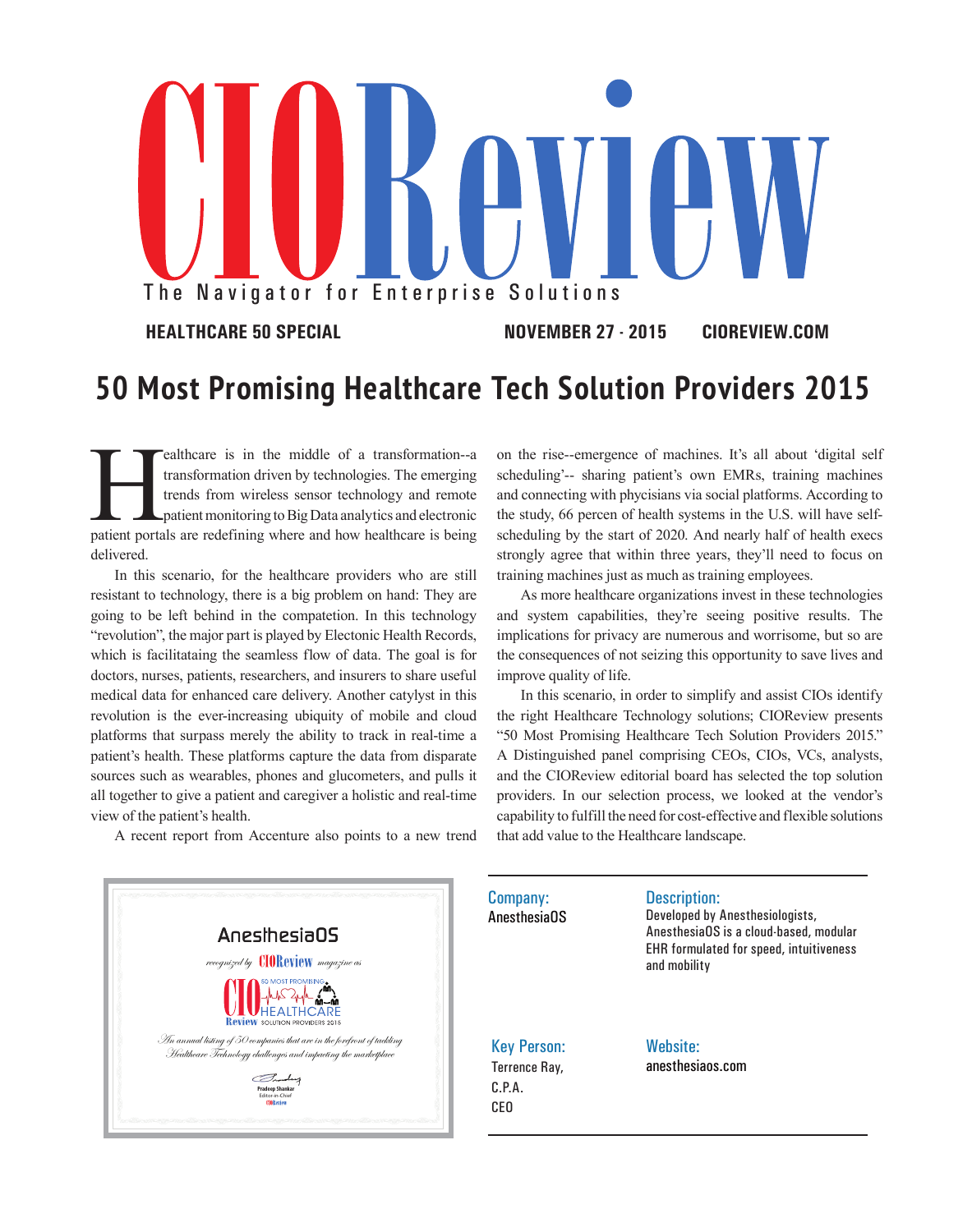# CIOReview

The Navigator for Enterprise Solutions

**HEALTHCARE 50 SPECIAL** **NOVEMBER 27 - 2015** **CIOREVIEW.COM**

## 50 Most Promising Healthcare Tech Solution Providers 2015

Healthcare is in the middle of a transformation--a transformation driven by technologies. The emerging trends from wireless sensor technology and remote patient monitoring to Big Data analytics and electronic patient portals are redefining where and how healthcare is being delivered.

In this scenario, for the healthcare providers who are still resistant to technology, there is a big problem on hand: They are going to be left behind in the competetion. In this technology "revolution", the major part is played by Electonic Health Records, which is facilitataing the seamless flow of data. The goal is for doctors, nurses, patients, researchers, and insurers to share useful medical data for enhanced care delivery. Another catylyst in this revolution is the ever-increasing ubiquity of mobile and cloud platforms that surpass merely the ability to track in real-time a patient's health. These platforms capture the data from disparate sources such as wearables, phones and glucometers, and pulls it all together to give a patient and caregiver a holistic and real-time view of the patient's health.

A recent report from Accenture also points to a new trend on the rise--emergence of machines. It's all about 'digital self scheduling'-- sharing patient's own EMRs, training machines and connecting with phycisians via social platforms. According to the study, 66 percen of health systems in the U.S. will have self-scheduling by the start of 2020. And nearly half of health execs strongly agree that within three years, they'll need to focus on training machines just as much as training employees.

As more healthcare organizations invest in these technologies and system capabilities, they're seeing positive results. The implications for privacy are numerous and worrisome, but so are the consequences of not seizing this opportunity to save lives and improve quality of life.

In this scenario, in order to simplify and assist CIOs identify the right Healthcare Technology solutions; CIOReview presents "50 Most Promising Healthcare Tech Solution Providers 2015." A Distinguished panel comprising CEOs, CIOs, VCs, analysts, and the CIOReview editorial board has selected the top solution providers. In our selection process, we looked at the vendor's capability to fulfill the need for cost-effective and flexible solutions that add value to the Healthcare landscape.

AnesthesiaOS

*recognized by* CIOReview *magazine as*

50 MOST PROMISING HEALTHCARE SOLUTION PROVIDERS 2015

*An annual listing of 50 companies that are in the forefront of tackling Healthcare Technology challenges and impacting the marketplace*

Pradeep Shankar
Editor-in-Chief
CIOReview

**Company:**
AnesthesiaOS

**Description:**
Developed by Anesthesiologists, AnesthesiaOS is a cloud-based, modular EHR formulated for speed, intuitiveness and mobility

**Key Person:**
Terrence Ray,
C.P.A.
CEO

**Website:**
anesthesiaos.com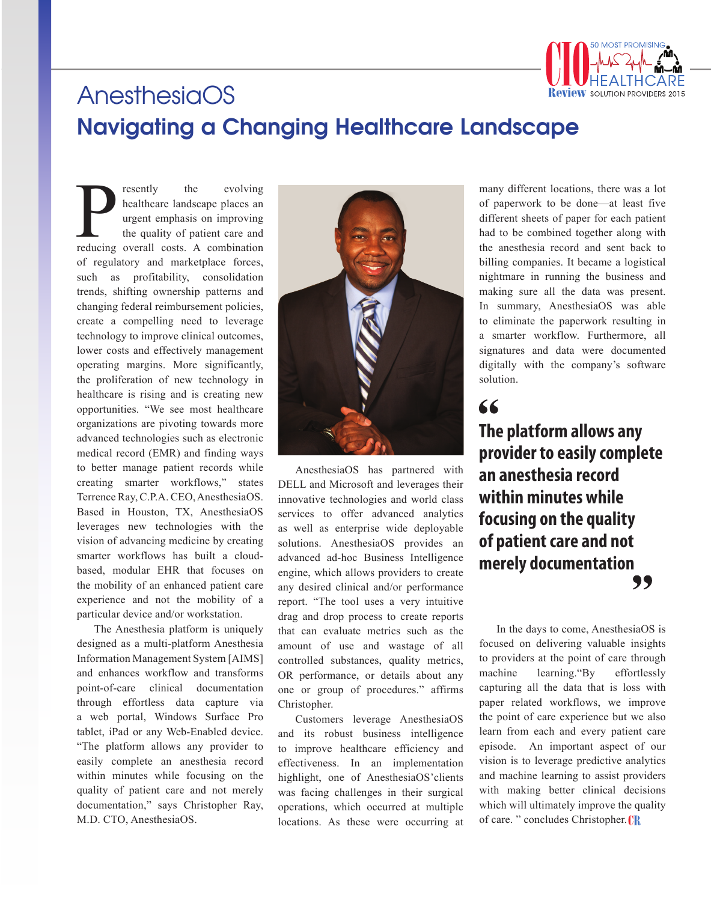# AnesthesiaOS

## Navigating a Changing Healthcare Landscape

Presently the evolving healthcare landscape places an urgent emphasis on improving the quality of patient care and reducing overall costs. A combination of regulatory and marketplace forces, such as profitability, consolidation trends, shifting ownership patterns and changing federal reimbursement policies, create a compelling need to leverage technology to improve clinical outcomes, lower costs and effectively management operating margins. More significantly, the proliferation of new technology in healthcare is rising and is creating new opportunities. "We see most healthcare organizations are pivoting towards more advanced technologies such as electronic medical record (EMR) and finding ways to better manage patient records while creating smarter workflows," states Terrence Ray, C.P.A. CEO, AnesthesiaOS. Based in Houston, TX, AnesthesiaOS leverages new technologies with the vision of advancing medicine by creating smarter workflows has built a cloud-based, modular EHR that focuses on the mobility of an enhanced patient care experience and not the mobility of a particular device and/or workstation.

The Anesthesia platform is uniquely designed as a multi-platform Anesthesia Information Management System [AIMS] and enhances workflow and transforms point-of-care clinical documentation through effortless data capture via a web portal, Windows Surface Pro tablet, iPad or any Web-Enabled device. "The platform allows any provider to easily complete an anesthesia record within minutes while focusing on the quality of patient care and not merely documentation," says Christopher Ray, M.D. CTO, AnesthesiaOS.

AnesthesiaOS has partnered with DELL and Microsoft and leverages their innovative technologies and world class services to offer advanced analytics as well as enterprise wide deployable solutions. AnesthesiaOS provides an advanced ad-hoc Business Intelligence engine, which allows providers to create any desired clinical and/or performance report. "The tool uses a very intuitive drag and drop process to create reports that can evaluate metrics such as the amount of use and wastage of all controlled substances, quality metrics, OR performance, or details about any one or group of procedures." affirms Christopher.

Customers leverage AnesthesiaOS and its robust business intelligence to improve healthcare efficiency and effectiveness. In an implementation highlight, one of AnesthesiaOS'clients was facing challenges in their surgical operations, which occurred at multiple locations. As these were occurring at many different locations, there was a lot of paperwork to be done—at least five different sheets of paper for each patient had to be combined together along with the anesthesia record and sent back to billing companies. It became a logistical nightmare in running the business and making sure all the data was present. In summary, AnesthesiaOS was able to eliminate the paperwork resulting in a smarter workflow. Furthermore, all signatures and data were documented digitally with the company's software solution.

> **"The platform allows any provider to easily complete an anesthesia record within minutes while focusing on the quality of patient care and not merely documentation"**

In the days to come, AnesthesiaOS is focused on delivering valuable insights to providers at the point of care through machine learning."By effortlessly capturing all the data that is loss with paper related workflows, we improve the point of care experience but we also learn from each and every patient care episode. An important aspect of our vision is to leverage predictive analytics and machine learning to assist providers with making better clinical decisions which will ultimately improve the quality of care. " concludes Christopher.